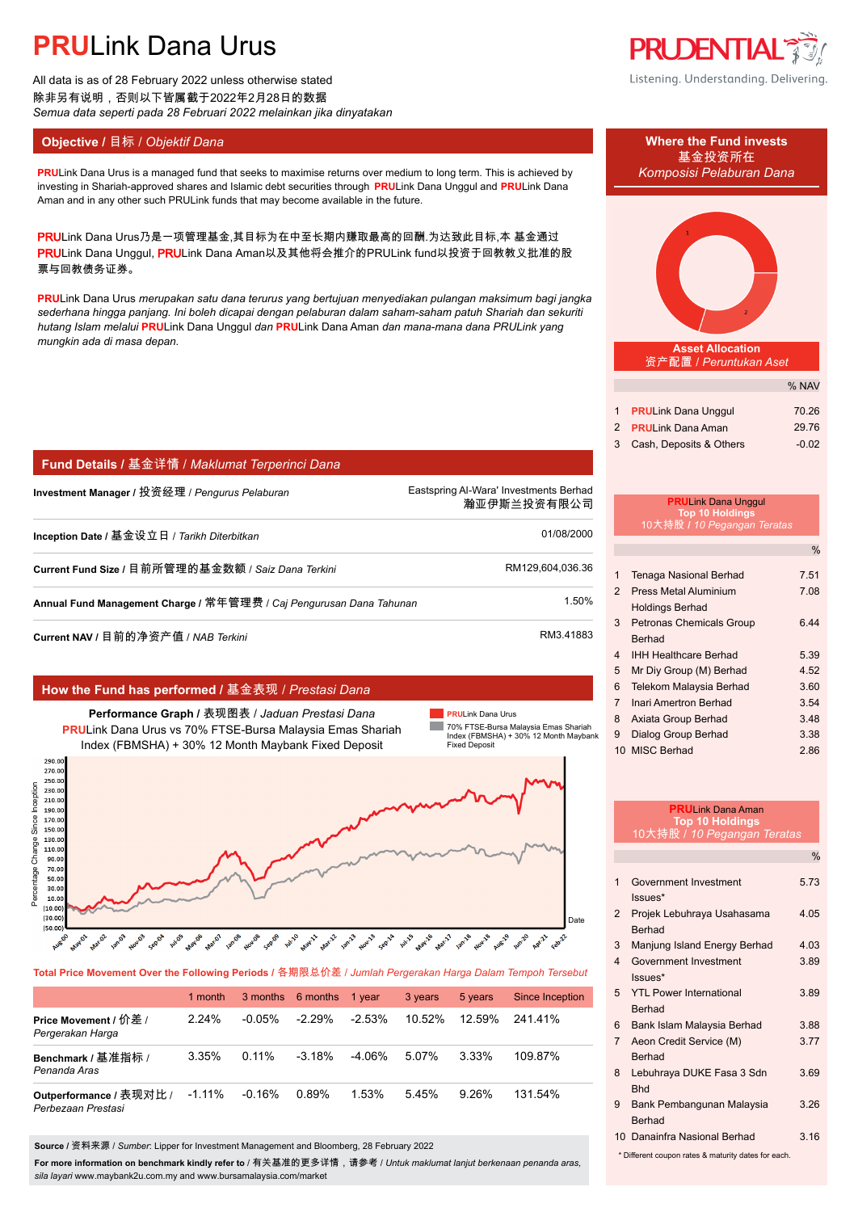# PRULink Dana Urus

All data is as of 28 February 2022 unless otherwise stated
除非另有说明，否则以下皆属截于2022年2月28日的数据
*Semua data seperti pada 28 Februari 2022 melainkan jika dinyatakan*

PRUDENTIAL
Listening. Understanding. Delivering.

## Objective / 目标 / *Objektif Dana*

**PRU**Link Dana Urus is a managed fund that seeks to maximise returns over medium to long term. This is achieved by investing in Shariah-approved shares and Islamic debt securities through **PRU**Link Dana Unggul and **PRU**Link Dana Aman and in any other such PRULink funds that may become available in the future.

**PRU**Link Dana Urus乃是一项管理基金,其目标为在中至长期内赚取最高的回酬.为达致此目标,本 基金通过**PRU**Link Dana Unggul, **PRU**Link Dana Aman以及其他将会推介的PRULink fund以投资于回教教义批准的股票与回教债务证券。

**PRU**Link Dana Urus *merupakan satu dana terurus yang bertujuan menyediakan pulangan maksimum bagi jangka sederhana hingga panjang. Ini boleh dicapai dengan pelaburan dalam saham-saham patuh Shariah dan sekuriti hutang Islam melalui* **PRU**Link Dana Unggul *dan* **PRU**Link Dana Aman *dan mana-mana dana PRULink yang mungkin ada di masa depan.*

## Fund Details / 基金详情 / *Maklumat Terperinci Dana*

| | |
|---|---|
| **Investment Manager / 投资经理** / *Pengurus Pelaburan* | Eastspring Al-Wara' Investments Berhad 瀚亚伊斯兰投资有限公司 |
| **Inception Date / 基金设立日** / *Tarikh Diterbitkan* | 01/08/2000 |
| **Current Fund Size / 目前所管理的基金数额** / *Saiz Dana Terkini* | RM129,604,036.36 |
| **Annual Fund Management Charge / 常年管理费** / *Caj Pengurusan Dana Tahunan* | 1.50% |
| **Current NAV / 目前的净资产值** / *NAB Terkini* | RM3.41883 |

## How the Fund has performed / 基金表现 / *Prestasi Dana*

**Performance Graph** / 表现图表 / *Jaduan Prestasi Dana*
**PRU**Link Dana Urus vs 70% FTSE-Bursa Malaysia Emas Shariah Index (FBMSHA) + 30% 12 Month Maybank Fixed Deposit

**Total Price Movement Over the Following Periods / 各期限总价差 /** *Jumlah Pergerakan Harga Dalam Tempoh Tersebut*

| | 1 month | 3 months | 6 months | 1 year | 3 years | 5 years | Since Inception |
|---|---|---|---|---|---|---|---|
| **Price Movement** / 价差 / *Pergerakan Harga* | 2.24% | -0.05% | -2.29% | -2.53% | 10.52% | 12.59% | 241.41% |
| **Benchmark** / 基准指标 / *Penanda Aras* | 3.35% | 0.11% | -3.18% | -4.06% | 5.07% | 3.33% | 109.87% |
| **Outperformance** / 表现对比 / *Perbezaan Prestasi* | -1.11% | -0.16% | 0.89% | 1.53% | 5.45% | 9.26% | 131.54% |

**Source** / 资料来源 / *Sumber*: Lipper for Investment Management and Bloomberg, 28 February 2022

**For more information on benchmark kindly refer to** / 有关基准的更多详情，请参考 / *Untuk maklumat lanjut berkenaan penanda aras, sila layari* www.maybank2u.com.my and www.bursamalaysia.com/market

## Where the Fund invests / 基金投资所在 / *Komposisi Pelaburan Dana*

**Asset Allocation** / 资产配置 / *Peruntukan Aset*

| | | % NAV |
|---|---|---|
| 1 | **PRU**Link Dana Unggul | 70.26 |
| 2 | **PRU**Link Dana Aman | 29.76 |
| 3 | Cash, Deposits & Others | -0.02 |

**PRU**Link Dana Unggul **Top 10 Holdings** / 10大持股 / *10 Pegangan Teratas*

| | | % |
|---|---|---|
| 1 | Tenaga Nasional Berhad | 7.51 |
| 2 | Press Metal Aluminium Holdings Berhad | 7.08 |
| 3 | Petronas Chemicals Group Berhad | 6.44 |
| 4 | IHH Healthcare Berhad | 5.39 |
| 5 | Mr Diy Group (M) Berhad | 4.52 |
| 6 | Telekom Malaysia Berhad | 3.60 |
| 7 | Inari Amertron Berhad | 3.54 |
| 8 | Axiata Group Berhad | 3.48 |
| 9 | Dialog Group Berhad | 3.38 |
| 10 | MISC Berhad | 2.86 |

**PRU**Link Dana Aman **Top 10 Holdings** / 10大持股 / *10 Pegangan Teratas*

| | | % |
|---|---|---|
| 1 | Government Investment Issues* | 5.73 |
| 2 | Projek Lebuhraya Usahasama Berhad | 4.05 |
| 3 | Manjung Island Energy Berhad | 4.03 |
| 4 | Government Investment Issues* | 3.89 |
| 5 | YTL Power International Berhad | 3.89 |
| 6 | Bank Islam Malaysia Berhad | 3.88 |
| 7 | Aeon Credit Service (M) Berhad | 3.77 |
| 8 | Lebuhraya DUKE Fasa 3 Sdn Bhd | 3.69 |
| 9 | Bank Pembangunan Malaysia Berhad | 3.26 |
| 10 | Danainfra Nasional Berhad | 3.16 |

\* Different coupon rates & maturity dates for each.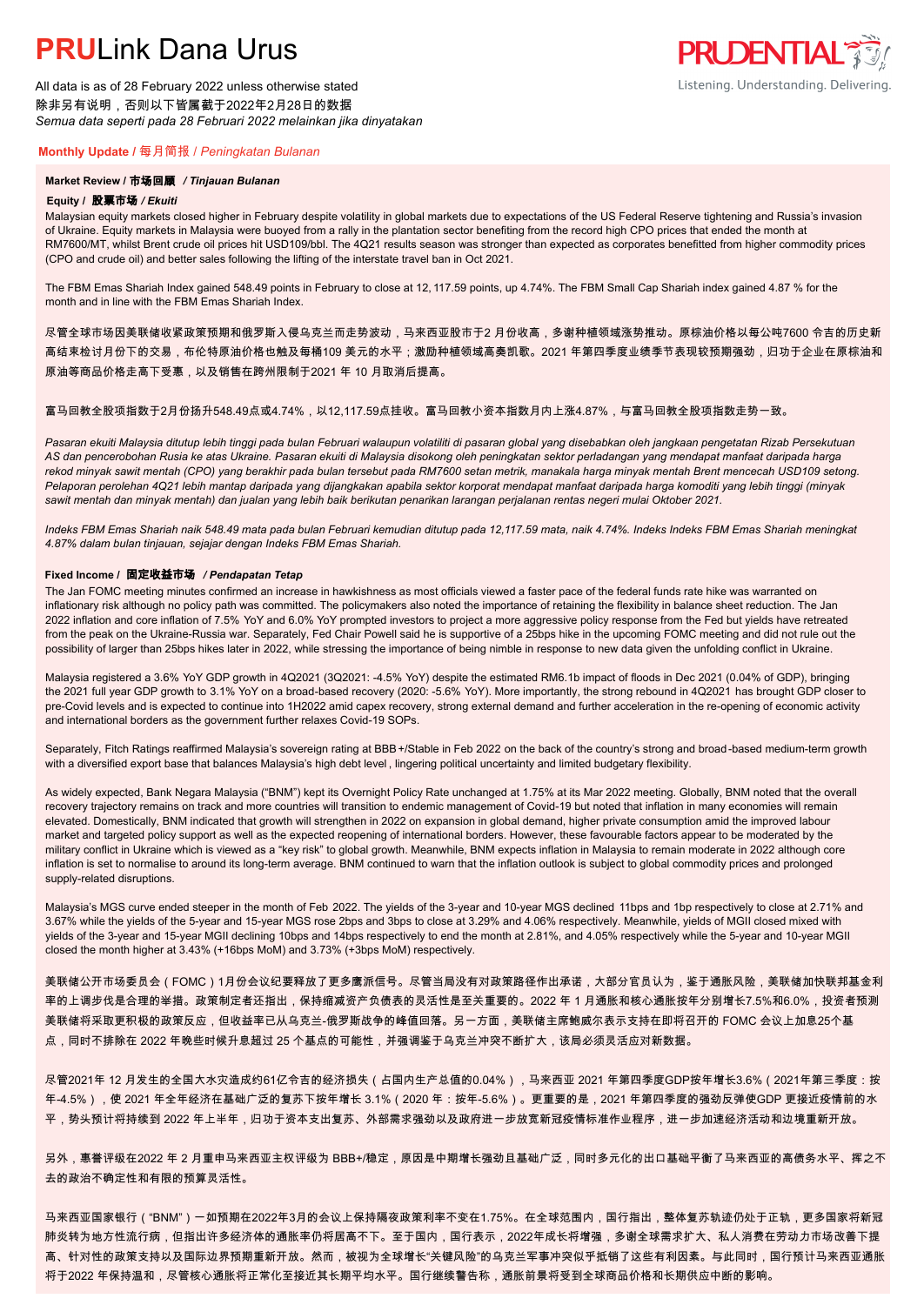# PRULink Dana Urus

All data is as of 28 February 2022 unless otherwise stated
除非另有说明，否则以下皆属截于2022年2月28日的数据
*Semua data seperti pada 28 Februari 2022 melainkan jika dinyatakan*

Listening. Understanding. Delivering.

## Monthly Update / 每月简报 / *Peningkatan Bulanan*

### Market Review / 市场回顾 / *Tinjauan Bulanan*

#### Equity / 股票市场 / *Ekuiti*

Malaysian equity markets closed higher in February despite volatility in global markets due to expectations of the US Federal Reserve tightening and Russia's invasion of Ukraine. Equity markets in Malaysia were buoyed from a rally in the plantation sector benefiting from the record high CPO prices that ended the month at RM7600/MT, whilst Brent crude oil prices hit USD109/bbl. The 4Q21 results season was stronger than expected as corporates benefitted from higher commodity prices (CPO and crude oil) and better sales following the lifting of the interstate travel ban in Oct 2021.

The FBM Emas Shariah Index gained 548.49 points in February to close at 12, 117.59 points, up 4.74%. The FBM Small Cap Shariah index gained 4.87 % for the month and in line with the FBM Emas Shariah Index.

尽管全球市场因美联储收紧政策预期和俄罗斯入侵乌克兰而走势波动，马来西亚股市于2 月份收高，多谢种植领域涨势推动。原棕油价格以每公吨7600 令吉的历史新高结束检讨月份下的交易，布伦特原油价格也触及每桶109 美元的水平；激励种植领域高奏凯歌。2021 年第四季度业绩季节表现较预期强劲，归功于企业在原棕油和原油等商品价格走高下受惠，以及销售在跨州限制于2021 年 10 月取消后提高。

富马回教全股项指数于2月份扬升548.49点或4.74%，以12,117.59点挂收。富马回教小资本指数月内上涨4.87%，与富马回教全股项指数走势一致。

*Pasaran ekuiti Malaysia ditutup lebih tinggi pada bulan Februari walaupun volatiliti di pasaran global yang disebabkan oleh jangkaan pengetatan Rizab Persekutuan AS dan pencerobohan Rusia ke atas Ukraine. Pasaran ekuiti di Malaysia disokong oleh peningkatan sektor perladangan yang mendapat manfaat daripada harga rekod minyak sawit mentah (CPO) yang berakhir pada bulan tersebut pada RM7600 setan metrik, manakala harga minyak mentah Brent mencecah USD109 setong. Pelaporan perolehan 4Q21 lebih mantap daripada yang dijangkakan apabila sektor korporat mendapat manfaat daripada harga komoditi yang lebih tinggi (minyak sawit mentah dan minyak mentah) dan jualan yang lebih baik berikutan penarikan larangan perjalanan rentas negeri mulai Oktober 2021.*

*Indeks FBM Emas Shariah naik 548.49 mata pada bulan Februari kemudian ditutup pada 12,117.59 mata, naik 4.74%. Indeks Indeks FBM Emas Shariah meningkat 4.87% dalam bulan tinjauan, sejajar dengan Indeks FBM Emas Shariah.*

#### Fixed Income / 固定收益市场 / *Pendapatan Tetap*

The Jan FOMC meeting minutes confirmed an increase in hawkishness as most officials viewed a faster pace of the federal funds rate hike was warranted on inflationary risk although no policy path was committed. The policymakers also noted the importance of retaining the flexibility in balance sheet reduction. The Jan 2022 inflation and core inflation of 7.5% YoY and 6.0% YoY prompted investors to project a more aggressive policy response from the Fed but yields have retreated from the peak on the Ukraine-Russia war. Separately, Fed Chair Powell said he is supportive of a 25bps hike in the upcoming FOMC meeting and did not rule out the possibility of larger than 25bps hikes later in 2022, while stressing the importance of being nimble in response to new data given the unfolding conflict in Ukraine.

Malaysia registered a 3.6% YoY GDP growth in 4Q2021 (3Q2021: -4.5% YoY) despite the estimated RM6.1b impact of floods in Dec 2021 (0.04% of GDP), bringing the 2021 full year GDP growth to 3.1% YoY on a broad-based recovery (2020: -5.6% YoY). More importantly, the strong rebound in 4Q2021 has brought GDP closer to pre-Covid levels and is expected to continue into 1H2022 amid capex recovery, strong external demand and further acceleration in the re-opening of economic activity and international borders as the government further relaxes Covid-19 SOPs.

Separately, Fitch Ratings reaffirmed Malaysia's sovereign rating at BBB+/Stable in Feb 2022 on the back of the country's strong and broad-based medium-term growth with a diversified export base that balances Malaysia's high debt level, lingering political uncertainty and limited budgetary flexibility.

As widely expected, Bank Negara Malaysia ("BNM") kept its Overnight Policy Rate unchanged at 1.75% at its Mar 2022 meeting. Globally, BNM noted that the overall recovery trajectory remains on track and more countries will transition to endemic management of Covid-19 but noted that inflation in many economies will remain elevated. Domestically, BNM indicated that growth will strengthen in 2022 on expansion in global demand, higher private consumption amid the improved labour market and targeted policy support as well as the expected reopening of international borders. However, these favourable factors appear to be moderated by the military conflict in Ukraine which is viewed as a "key risk" to global growth. Meanwhile, BNM expects inflation in Malaysia to remain moderate in 2022 although core inflation is set to normalise to around its long-term average. BNM continued to warn that the inflation outlook is subject to global commodity prices and prolonged supply-related disruptions.

Malaysia's MGS curve ended steeper in the month of Feb 2022. The yields of the 3-year and 10-year MGS declined 11bps and 1bp respectively to close at 2.71% and 3.67% while the yields of the 5-year and 15-year MGS rose 2bps and 3bps to close at 3.29% and 4.06% respectively. Meanwhile, yields of MGII closed mixed with yields of the 3-year and 15-year MGII declining 10bps and 14bps respectively to end the month at 2.81%, and 4.05% respectively while the 5-year and 10-year MGII closed the month higher at 3.43% (+16bps MoM) and 3.73% (+3bps MoM) respectively.

美联储公开市场委员会（FOMC）1月份会议纪要释放了更多鹰派信号。尽管当局没有对政策路径作出承诺，大部分官员认为，鉴于通胀风险，美联储加快联邦基金利率的上调步伐是合理的举措。政策制定者还指出，保持缩减资产负债表的灵活性是至关重要的。2022 年 1 月通胀和核心通胀按年分别增长7.5%和6.0%，投资者预测美联储将采取更积极的政策反应，但收益率已从乌克兰-俄罗斯战争的峰值回落。另一方面，美联储主席鲍威尔表示支持在即将召开的 FOMC 会议上加息25个基点，同时不排除在 2022 年晚些时候升息超过 25 个基点的可能性，并强调鉴于乌克兰冲突不断扩大，该局必须灵活应对新数据。

尽管2021年 12 月发生的全国大水灾造成约61亿令吉的经济损失（占国内生产总值的0.04%），马来西亚 2021 年第四季度GDP按年增长3.6%（2021年第三季度：按年-4.5%），使 2021 年全年经济在基础广泛的复苏下按年增长 3.1%（2020 年：按年-5.6%）。更重要的是，2021 年第四季度的强劲反弹使GDP 更接近疫情前的水平，势头预计将持续到 2022 年上半年，归功于资本支出复苏、外部需求强劲以及政府进一步放宽新冠疫情标准作业程序，进一步加速经济活动和边境重新开放。

另外，惠誉评级在2022 年 2 月重申马来西亚主权评级为 BBB+/稳定，原因是中期增长强劲且基础广泛，同时多元化的出口基础平衡了马来西亚的高债务水平、挥之不去的政治不确定性和有限的预算灵活性。

马来西亚国家银行（"BNM"）一如预期在2022年3月的会议上保持隔夜政策利率不变在1.75%。在全球范围内，国行指出，整体复苏轨迹仍处于正轨，更多国家将新冠肺炎转为地方性流行病，但指出许多经济体的通胀率仍将居高不下。至于国内，国行表示，2022年成长将增强，多谢全球需求扩大、私人消费在劳动力市场改善下提高、针对性的政策支持以及国际边界预期重新开放。然而，被视为全球增长"关键风险"的乌克兰军事冲突似乎抵销了这些有利因素。与此同时，国行预计马来西亚通胀将于2022 年保持温和，尽管核心通胀将正常化至接近其长期平均水平。国行继续警告称，通胀前景将受到全球商品价格和长期供应中断的影响。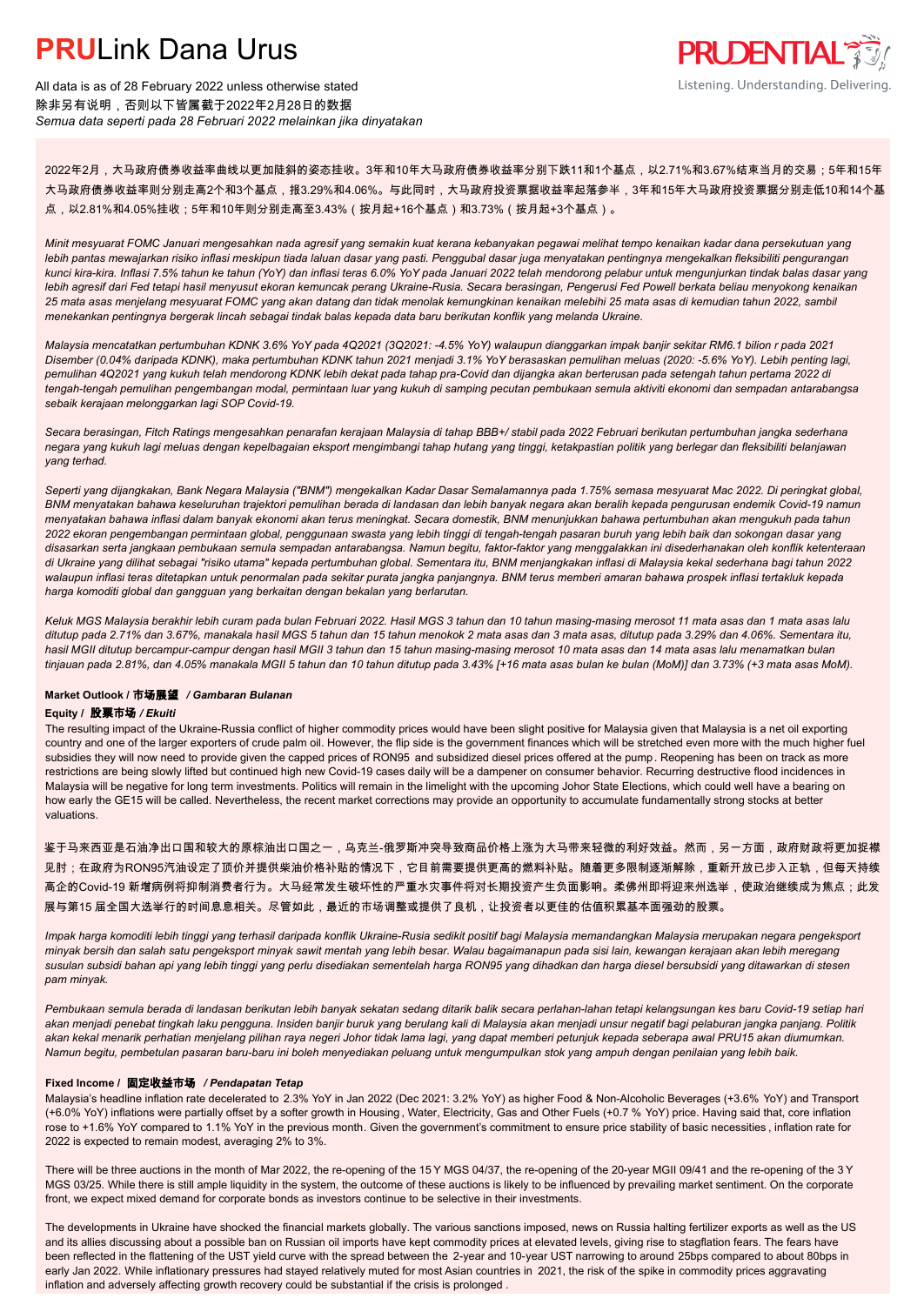2022年2月，大马政府债券收益率曲线以更加陡斜的姿态挂收。3年和10年大马政府债券收益率分别下跌11和1个基点，以2.71%和3.67%结束当月的交易；5年和15年大马政府债券收益率则分别走高2个和3个基点，报3.29%和4.06%。与此同时，大马政府投资票据收益率起落参半，3年和15年大马政府投资票据分别走低10和14个基点，以2.81%和4.05%挂收；5年和10年则分别走高至3.43%（按月起+16个基点）和3.73%（按月起+3个基点）。

*Minit mesyuarat FOMC Januari mengesahkan nada agresif yang semakin kuat kerana kebanyakan pegawai melihat tempo kenaikan kadar dana persekutuan yang lebih pantas mewajarkan risiko inflasi meskipun tiada laluan dasar yang pasti. Penggubal dasar juga menyatakan pentingnya mengekalkan fleksibiliti pengurangan kunci kira-kira. Inflasi 7.5% tahun ke tahun (YoY) dan inflasi teras 6.0% YoY pada Januari 2022 telah mendorong pelabur untuk menunjurkan tindak balas dasar yang lebih agresif dari Fed tetapi hasil menyusut ekoran kemuncak perang Ukraine-Rusia. Secara berasingan, Pengerusi Fed Powell berkata beliau menyokong kenaikan 25 mata asas menjelang mesyuarat FOMC yang akan datang dan tidak menolak kemungkinan kenaikan melebihi 25 mata asas di kemudian tahun 2022, sambil menekankan pentingnya bergerak lincah sebagai tindak balas kepada data baru berikutan konflik yang melanda Ukraine.*

*Malaysia mencatatkan pertumbuhan KDNK 3.6% YoY pada 4Q2021 (3Q2021: -4.5% YoY) walaupun dianggarkan impak banjir sekitar RM6.1 bilion r pada 2021 Disember (0.04% daripada KDNK), maka pertumbuhan KDNK tahun 2021 menjadi 3.1% YoY berasaskan pemulihan meluas (2020: -5.6% YoY). Lebih penting lagi, pemulihan 4Q2021 yang kukuh telah mendorong KDNK lebih dekat pada tahap pra-Covid dan dijangka akan berterusan pada setengah tahun pertama 2022 di tengah-tengah pemulihan pengembangan modal, permintaan luar yang kukuh di samping pecutan pembukaan semula aktiviti ekonomi dan sempadan antarabangsa sebaik kerajaan melonggarkan lagi SOP Covid-19.*

*Secara berasingan, Fitch Ratings mengesahkan penarafan kerajaan Malaysia di tahap BBB+/ stabil pada 2022 Februari berikutan pertumbuhan jangka sederhana negara yang kukuh lagi meluas dengan kepelbagaian eksport mengimbangi tahap hutang yang tinggi, ketakpastian politik yang berlegar dan fleksibiliti belanjawan yang terhad.*

*Seperti yang dijangkakan, Bank Negara Malaysia ("BNM") mengekalkan Kadar Dasar Semalamannya pada 1.75% semasa mesyuarat Mac 2022. Di peringkat global, BNM menyatakan bahawa keseluruhan trajektori pemulihan berada di landasan dan lebih banyak negara akan beralih kepada pengurusan endemik Covid-19 namun menyatakan bahawa inflasi dalam banyak ekonomi akan terus meningkat. Secara domestik, BNM menunjukkan bahawa pertumbuhan akan mengukuh pada tahun 2022 ekoran pengembangan permintaan global, penggunaan swasta yang lebih tinggi di tengah-tengah pasaran buruh yang lebih baik dan sokongan dasar yang disasarkan serta jangkaan pembukaan semula sempadan antarabangsa. Namun begitu, faktor-faktor yang menggalakkan ini disederhanakan oleh konflik ketenteraan di Ukraine yang dilihat sebagai "risiko utama" kepada pertumbuhan global. Sementara itu, BNM menjangkakan inflasi di Malaysia kekal sederhana bagi tahun 2022 walaupun inflasi teras ditetapkan untuk penormalan pada sekitar purata jangka panjangnya. BNM terus memberi amaran bahawa prospek inflasi tertakluk kepada harga komoditi global dan gangguan yang berkaitan dengan bekalan yang berlarutan.*

*Keluk MGS Malaysia berakhir lebih curam pada bulan Februari 2022. Hasil MGS 3 tahun dan 10 tahun masing-masing merosot 11 mata asas dan 1 mata asas lalu ditutup pada 2.71% dan 3.67%, manakala hasil MGS 5 tahun dan 15 tahun menokok 2 mata asas dan 3 mata asas, ditutup pada 3.29% dan 4.06%. Sementara itu, hasil MGII ditutup bercampur-campur dengan hasil MGII 3 tahun dan 15 tahun masing-masing merosot 10 mata asas dan 14 mata asas lalu menamatkan bulan tinjauan pada 2.81%, dan 4.05% manakala MGII 5 tahun dan 10 tahun ditutup pada 3.43% [+16 mata asas bulan ke bulan (MoM)] dan 3.73% (+3 mata asas MoM).*

### Market Outlook / 市场展望 / *Gambaran Bulanan*

#### Equity / 股票市场 / *Ekuiti*

The resulting impact of the Ukraine-Russia conflict of higher commodity prices would have been slight positive for Malaysia given that Malaysia is a net oil exporting country and one of the larger exporters of crude palm oil. However, the flip side is the government finances which will be stretched even more with the much higher fuel subsidies they will now need to provide given the capped prices of RON95 and subsidized diesel prices offered at the pump. Reopening has been on track as more restrictions are being slowly lifted but continued high new Covid-19 cases daily will be a dampener on consumer behavior. Recurring destructive flood incidences in Malaysia will be negative for long term investments. Politics will remain in the limelight with the upcoming Johor State Elections, which could well have a bearing on how early the GE15 will be called. Nevertheless, the recent market corrections may provide an opportunity to accumulate fundamentally strong stocks at better valuations.

鉴于马来西亚是石油净出口国之一，乌克兰-俄罗斯冲突导致商品价格上涨为大马带来轻微的利好效益。然而，另一方面，政府财政将更加捉襟见肘；在政府为RON95汽油设定了顶价并提供柴油价格补贴的情况下，它目前需要提供更高的燃料补贴。随着更多限制逐渐解除，重新开放已步入正轨，但每天持续高企的Covid-19 新增病例将抑制消费者行为。大马经常发生破坏性的严重水灾事件将对长期投资产生负面影响。柔佛州即将迎来州选举，使政治继续成为焦点；此发展与第15 届全国大选举行的时间息息相关。尽管如此，最近的市场调整或提供了良机，让投资者以更佳的估值积累基本面强劲的股票。

*Impak harga komoditi lebih tinggi yang terhasil daripada konflik Ukraine-Rusia sedikit positif bagi Malaysia memandangkan Malaysia merupakan negara pengeksport minyak bersih dan salah satu pengeksport minyak sawit mentah yang lebih besar. Walau bagaimanapun pada sisi lain, kewangan kerajaan akan lebih meregang susulan subsidi bahan api yang lebih tinggi yang perlu disediakan sementelah harga RON95 yang dihadkan dan harga diesel bersubsidi yang ditawarkan di stesen pam minyak.*

*Pembukaan semula berada di landasan berikutan lebih banyak sekatan sedang ditarik balik secara perlahan-lahan tetapi kelangsungan kes baru Covid-19 setiap hari akan menjadi penebat tingkah laku pengguna. Insiden banjir buruk yang berulang kali di Malaysia akan menjadi unsur negatif bagi pelaburan jangka panjang. Politik akan kekal menarik perhatian menjelang pilihan raya negeri Johor tidak lama lagi, yang dapat memberi petunjuk kepada seberapa awal PRU15 akan diumumkan. Namun begitu, pembetulan pasaran baru-baru ini boleh menyediakan peluang untuk mengumpulkan stok yang ampuh dengan penilaian yang lebih baik.*

#### Fixed Income / 固定收益市场 / *Pendapatan Tetap*

Malaysia's headline inflation rate decelerated to 2.3% YoY in Jan 2022 (Dec 2021: 3.2% YoY) as higher Food & Non-Alcoholic Beverages (+3.6% YoY) and Transport (+6.0% YoY) inflations were partially offset by a softer growth in Housing, Water, Electricity, Gas and Other Fuels (+0.7 % YoY) price. Having said that, core inflation rose to +1.6% YoY compared to 1.1% YoY in the previous month. Given the government's commitment to ensure price stability of basic necessities, inflation rate for 2022 is expected to remain modest, averaging 2% to 3%.

There will be three auctions in the month of Mar 2022, the re-opening of the 15 Y MGS 04/37, the re-opening of the 20-year MGII 09/41 and the re-opening of the 3 Y MGS 03/25. While there is still ample liquidity in the system, the outcome of these auctions is likely to be influenced by prevailing market sentiment. On the corporate front, we expect mixed demand for corporate bonds as investors continue to be selective in their investments.

The developments in Ukraine have shocked the financial markets globally. The various sanctions imposed, news on Russia halting fertilizer exports as well as the US and its allies discussing about a possible ban on Russian oil imports have kept commodity prices at elevated levels, giving rise to stagflation fears. The fears have been reflected in the flattening of the UST yield curve with the spread between the 2-year and 10-year UST narrowing to around 25bps compared to about 80bps in early Jan 2022. While inflationary pressures had stayed relatively muted for most Asian countries in 2021, the risk of the spike in commodity prices aggravating inflation and adversely affecting growth recovery could be substantial if the crisis is prolonged .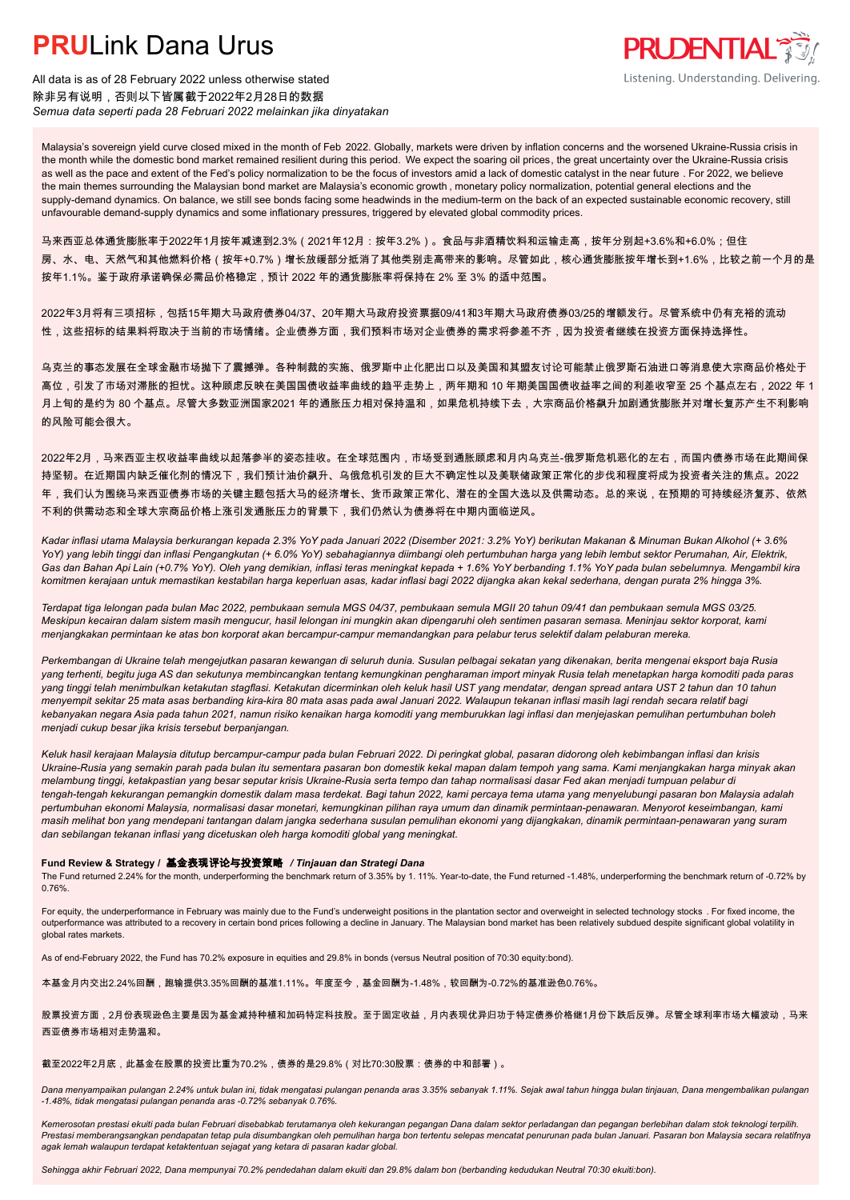# PRULink Dana Urus

All data is as of 28 February 2022 unless otherwise stated
除非另有说明，否则以下皆属截于2022年2月28日的数据
*Semua data seperti pada 28 Februari 2022 melainkan jika dinyatakan*

Malaysia's sovereign yield curve closed mixed in the month of Feb 2022. Globally, markets were driven by inflation concerns and the worsened Ukraine-Russia crisis in the month while the domestic bond market remained resilient during this period. We expect the soaring oil prices, the great uncertainty over the Ukraine-Russia crisis as well as the pace and extent of the Fed's policy normalization to be the focus of investors amid a lack of domestic catalyst in the near future . For 2022, we believe the main themes surrounding the Malaysian bond market are Malaysia's economic growth , monetary policy normalization, potential general elections and the supply-demand dynamics. On balance, we still see bonds facing some headwinds in the medium-term on the back of an expected sustainable economic recovery, still unfavourable demand-supply dynamics and some inflationary pressures, triggered by elevated global commodity prices.

马来西亚总体通货膨胀率于2022年1月按年减速到2.3%（2021年12月：按年3.2%）。食品与非酒精饮料和运输走高，按年分别起+3.6%和+6.0%；但住房、水、电、天然气和其他燃料价格（按年+0.7%）增长放缓部分抵消了其他类别走高带来的影响。尽管如此，核心通货膨胀按年增长到+1.6%，比较之前一个月的是按年1.1%。鉴于政府承诺确保必需品价格稳定，预计 2022 年的通货膨胀率将保持在 2% 至 3% 的适中范围。

2022年3月将有三项招标，包括15年期大马政府债券04/37、20年期大马政府投资票据09/41和3年期大马政府债券03/25的增额发行。尽管系统中仍有充裕的流动性，这些招标的结果料将取决于当前的市场情绪。企业债券方面，我们预料市场对企业债券的需求将参差不齐，因为投资者继续在投资方面保持选择性。

乌克兰的事态发展在全球金融市场抛下了震撼弹。各种制裁的实施、俄罗斯中止化肥出口以及美国和其盟友讨论可能禁止俄罗斯石油进口等消息使大宗商品价格处于高位，引发了市场对滞胀的担忧。这种顾虑反映在美国国债收益率曲线的趋平走势上，两年期和 10 年期美国国债收益率之间的利差收窄至 25 个基点左右，2022 年 1 月上旬的是约为 80 个基点。尽管大多数亚洲国家2021 年的通胀压力相对保持温和，如果危机持续下去，大宗商品价格飙升加剧通货膨胀并对增长复苏产生不利影响的风险可能会很大。

2022年2月，马来西亚主权收益率曲线以起落参半的姿态挂收。在全球范围内，市场受到通胀顾虑和月内乌克兰-俄罗斯危机恶化的左右，而国内债券市场在此期间保持坚韧。在近期国内缺乏催化剂的情况下，我们预计油价飙升、乌俄危机引发的巨大不确定性以及美联储政策正常化的步伐和程度将成为投资者关注的焦点。2022 年，我们认为围绕马来西亚债券市场的关键主题包括大马的经济增长、货币政策正常化、潜在的全国大选以及供需动态。总的来说，在预期的可持续经济复苏、依然不利的供需动态和全球大宗商品价格上涨引发通胀压力的背景下，我们仍然认为债券将在中期内面临逆风。

*Kadar inflasi utama Malaysia berkurangan kepada 2.3% YoY pada Januari 2022 (Disember 2021: 3.2% YoY) berikutan Makanan & Minuman Bukan Alkohol (+ 3.6% YoY) yang lebih tinggi dan inflasi Pengangkutan (+ 6.0% YoY) sebahagiannya diimbangi oleh pertumbuhan harga yang lebih lembut sektor Perumahan, Air, Elektrik, Gas dan Bahan Api Lain (+0.7% YoY). Oleh yang demikian, inflasi teras meningkat kepada + 1.6% YoY berbanding 1.1% YoY pada bulan sebelumnya. Mengambil kira komitmen kerajaan untuk memastikan kestabilan harga keperluan asas, kadar inflasi bagi 2022 dijangka akan kekal sederhana, dengan purata 2% hingga 3%.*

*Terdapat tiga lelongan pada bulan Mac 2022, pembukaan semula MGS 04/37, pembukaan semula MGII 20 tahun 09/41 dan pembukaan semula MGS 03/25. Meskipun kecairan dalam sistem masih mengucur, hasil lelongan ini mungkin akan dipengaruhi oleh sentimen pasaran semasa. Meninjau sektor korporat, kami menjangkakan permintaan ke atas bon korporat akan bercampur-campur memandangkan para pelabur terus selektif dalam pelaburan mereka.*

*Perkembangan di Ukraine telah mengejutkan pasaran kewangan di seluruh dunia. Susulan pelbagai sekatan yang dikenakan, berita mengenai eksport baja Rusia yang terhenti, begitu juga AS dan sekutunya membincangkan tentang kemungkinan pengharaman import minyak Rusia telah menetapkan harga komoditi pada paras yang tinggi telah menimbulkan ketakutan stagflasi. Ketakutan dicerminkan oleh keluk hasil UST yang mendatar, dengan spread antara UST 2 tahun dan 10 tahun menyempit sekitar 25 mata asas berbanding kira-kira 80 mata asas pada awal Januari 2022. Walaupun tekanan inflasi masih lagi rendah secara relatif bagi kebanyakan negara Asia pada tahun 2021, namun risiko kenaikan harga komoditi yang memburukkan lagi inflasi dan menjejaskan pemulihan pertumbuhan boleh menjadi cukup besar jika krisis tersebut berpanjangan.*

*Keluk hasil kerajaan Malaysia ditutup bercampur-campur pada bulan Februari 2022. Di peringkat global, pasaran didorong oleh kebimbangan inflasi dan krisis Ukraine-Rusia yang semakin parah pada bulan itu sementara pasaran bon domestik kekal mapan dalam tempoh yang sama. Kami menjangkakan harga minyak akan melambung tinggi, ketakpastian yang besar seputar krisis Ukraine-Rusia serta tempo dan tahap normalisasi dasar Fed akan menjadi tumpuan pelabur di tengah-tengah kekurangan pemangkin domestik dalam masa terdekat. Bagi tahun 2022, kami percaya tema utama yang menyelubungi pasaran bon Malaysia adalah pertumbuhan ekonomi Malaysia, normalisasi dasar monetari, kemungkinan pilihan raya umum dan dinamik permintaan-penawaran. Menyorot keseimbangan, kami masih melihat bon yang mendepani tantangan dalam jangka sederhana susulan pemulihan ekonomi yang dijangkakan, dinamik permintaan-penawaran yang suram dan sebilangan tekanan inflasi yang dicetuskan oleh harga komoditi global yang meningkat.*

#### Fund Review & Strategy / 基金表现评论与投资策略 / *Tinjauan dan Strategi Dana*

The Fund returned 2.24% for the month, underperforming the benchmark return of 3.35% by 1. 11%. Year-to-date, the Fund returned -1.48%, underperforming the benchmark return of -0.72% by 0.76%.

For equity, the underperformance in February was mainly due to the Fund's underweight positions in the plantation sector and overweight in selected technology stocks . For fixed income, the outperformance was attributed to a recovery in certain bond prices following a decline in January. The Malaysian bond market has been relatively subdued despite significant global volatility in global rates markets.

As of end-February 2022, the Fund has 70.2% exposure in equities and 29.8% in bonds (versus Neutral position of 70:30 equity:bond).

本基金月内交出2.24%回酬，跑输提供3.35%回酬的基准1.11%。年度至今，基金回酬为-1.48%，较回酬为-0.72%的基准逊色0.76%。

股票投资方面，2月份表现逊色主要是因为基金减持种植和加码特定科技股。至于固定收益，月内表现优异归功于特定债券价格继1月份下跌后反弹。尽管全球利率市场大幅波动，马来西亚债券市场相对走势温和。

截至2022年2月底，此基金在股票的投资比重为70.2%，债券的是29.8%（对比70:30股票：债券的中和部署）。

*Dana menyampaikan pulangan 2.24% untuk bulan ini, tidak mengatasi pulangan penanda aras 3.35% sebanyak 1.11%. Sejak awal tahun hingga bulan tinjauan, Dana mengembalikan pulangan -1.48%, tidak mengatasi pulangan penanda aras -0.72% sebanyak 0.76%.*

*Kemerosotan prestasi ekuiti pada bulan Februari disebabkab terutamanya oleh kekurangan pegangan Dana dalam sektor perladangan dan pegangan berlebihan dalam stok teknologi terpilih. Prestasi memberangsangkan pendapatan tetap pula disumbangkan oleh pemulihan harga bon tertentu selepas mencatat penurunan pada bulan Januari. Pasaran bon Malaysia secara relatifnya agak lemah walaupun terdapat ketaktentuan sejagat yang ketara di pasaran kadar global.*

*Sehingga akhir Februari 2022, Dana mempunyai 70.2% pendedahan dalam ekuiti dan 29.8% dalam bon (berbanding kedudukan Neutral 70:30 ekuiti:bon).*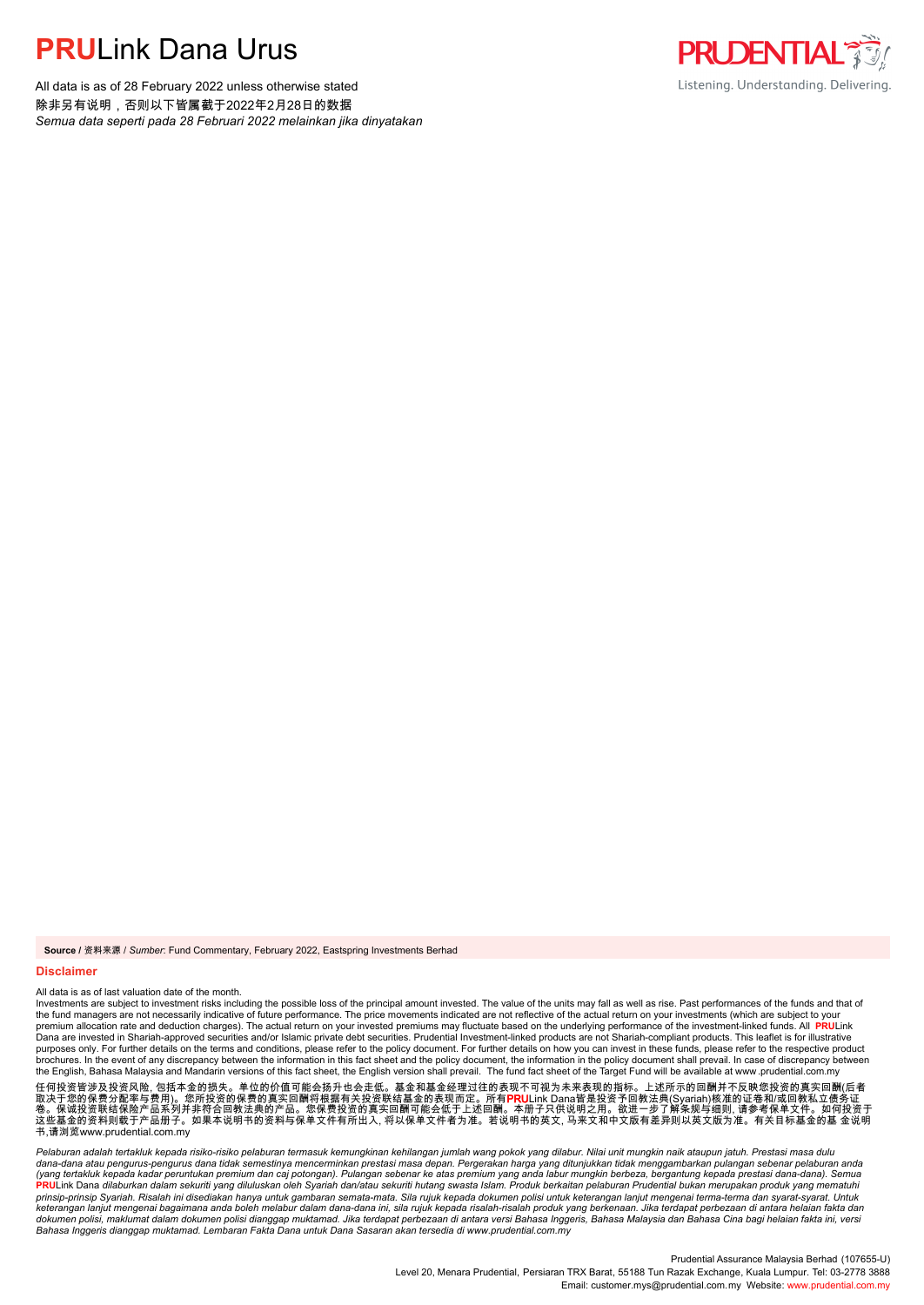# **PRU**Link Dana Urus

All data is as of 28 February 2022 unless otherwise stated
除非另有说明，否则以下皆属截于2022年2月28日的数据
*Semua data seperti pada 28 Februari 2022 melainkan jika dinyatakan*

**Source** / 资料来源 / *Sumber*: Fund Commentary, February 2022, Eastspring Investments Berhad

## Disclaimer

All data is as of last valuation date of the month.
Investments are subject to investment risks including the possible loss of the principal amount invested. The value of the units may fall as well as rise. Past performances of the funds and that of the fund managers are not necessarily indicative of future performance. The price movements indicated are not reflective of the actual return on your investments (which are subject to your premium allocation rate and deduction charges). The actual return on your invested premiums may fluctuate based on the underlying performance of the investment-linked funds. All **PRU**Link Dana are invested in Shariah-approved securities and/or Islamic private debt securities. Prudential Investment-linked products are not Shariah-compliant products. This leaflet is for illustrative purposes only. For further details on the terms and conditions, please refer to the policy document. For further details on how you can invest in these funds, please refer to the respective product brochures. In the event of any discrepancy between the information in this fact sheet and the policy document, the information in the policy document shall prevail. In case of discrepancy between the English, Bahasa Malaysia and Mandarin versions of this fact sheet, the English version shall prevail. The fund fact sheet of the Target Fund will be available at www .prudential.com.my

任何投资皆涉及投资风险, 包括本金的损失。单位的价值可能会扬升也会走低。基金和基金经理过往的表现不可视为未来表现的指标。上述所示的回酬并不反映您投资的真实回酬(后者取决于您的保费分配率与费用)。您所投资的保费的真实回酬将根据有关投资联结基金的表现而定。所有**PRU**Link Dana皆是投资予回教法典(Syariah)核准的证卷和/或回教私立债务证卷。保诚投资联结保险产品系列并非符合回教法典的产品。您保费投资的真实回酬可能会低于上述回酬。本册子只供说明之用。欲进一步了解条规与细则, 请参考保单文件。如何投资于这些基金的资料则载于产品册子。如果本说明书的资料与保单文件有所出入, 将以保单文件者为准。若说明书的英文, 马来文和中文版有差异则以英文版为准。有关目标基金的基 金说明书,请浏览www.prudential.com.my

*Pelaburan adalah tertakluk kepada risiko-risiko pelaburan termasuk kemungkinan kehilangan jumlah wang pokok yang dilabur. Nilai unit mungkin naik ataupun jatuh. Prestasi masa dulu dana-dana atau pengurus-pengurus dana tidak semestinya mencerminkan prestasi masa depan. Pergerakan harga yang ditunjukkan tidak menggambarkan pulangan sebenar pelaburan anda (yang tertakluk kepada kadar peruntukan premium dan caj potongan). Pulangan sebenar ke atas premium yang anda labur mungkin berbeza, bergantung kepada prestasi dana-dana). Semua* **PRU***Link Dana dilaburkan dalam sekuriti yang diluluskan oleh Syariah dan/atau sekuriti hutang swasta Islam. Produk berkaitan pelaburan Prudential bukan merupakan produk yang mematuhi prinsip-prinsip Syariah. Risalah ini disediakan hanya untuk gambaran semata-mata. Sila rujuk kepada dokumen polisi untuk keterangan lanjut mengenai terma-terma dan syarat-syarat. Untuk keterangan lanjut mengenai bagaimana anda boleh melabur dalam dana-dana ini, sila rujuk kepada risalah-risalah produk yang berkenaan. Jika terdapat perbezaan di antara helaian fakta dan dokumen polisi, maklumat dalam dokumen polisi dianggap muktamad. Jika terdapat perbezaan di antara versi Bahasa Inggeris, Bahasa Malaysia dan Bahasa Cina bagi helaian fakta ini, versi Bahasa Inggeris dianggap muktamad. Lembaran Fakta Dana untuk Dana Sasaran akan tersedia di www.prudential.com.my*

Prudential Assurance Malaysia Berhad (107655-U)
Level 20, Menara Prudential, Persiaran TRX Barat, 55188 Tun Razak Exchange, Kuala Lumpur. Tel: 03-2778 3888
Email: customer.mys@prudential.com.my Website: www.prudential.com.my